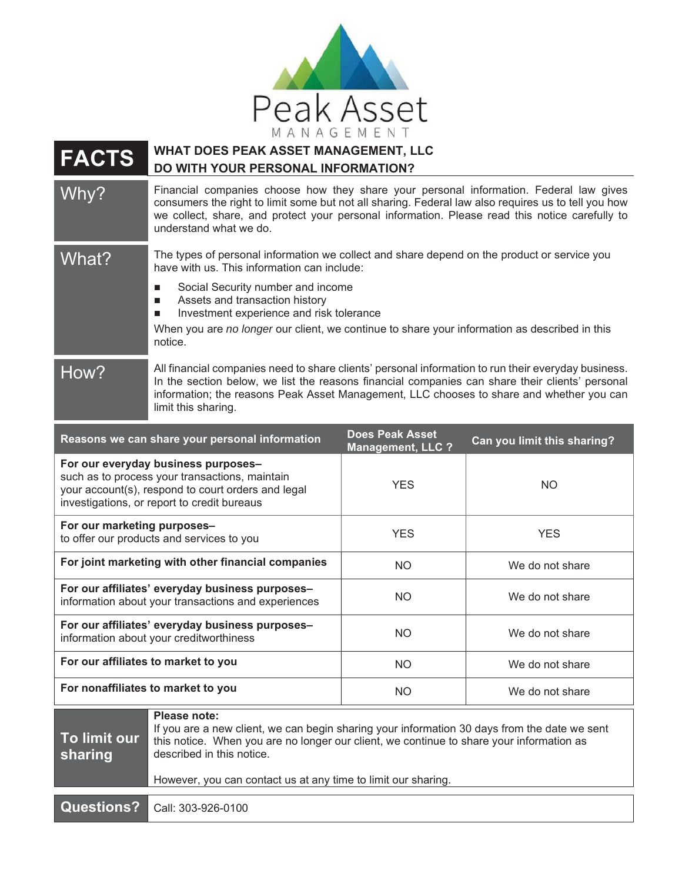Peak Asset

MANAGEMENT

# FACTS — WHAT DOES PEAK ASSET MANAGEMENT, LLC DO WITH YOUR PERSONAL INFORMATION?

## Why?

Financial companies choose how they share your personal information. Federal law gives consumers the right to limit some but not all sharing. Federal law also requires us to tell you how we collect, share, and protect your personal information. Please read this notice carefully to understand what we do.

## What?

The types of personal information we collect and share depend on the product or service you have with us. This information can include:

- Social Security number and income
- Assets and transaction history
- Investment experience and risk tolerance

When you are *no longer* our client, we continue to share your information as described in this notice.

## How?

All financial companies need to share clients' personal information to run their everyday business. In the section below, we list the reasons financial companies can share their clients' personal information; the reasons Peak Asset Management, LLC chooses to share and whether you can limit this sharing.

| Reasons we can share your personal information | Does Peak Asset Management, LLC ? | Can you limit this sharing? |
|---|---|---|
| **For our everyday business purposes–** such as to process your transactions, maintain your account(s), respond to court orders and legal investigations, or report to credit bureaus | YES | NO |
| **For our marketing purposes–** to offer our products and services to you | YES | YES |
| **For joint marketing with other financial companies** | NO | We do not share |
| **For our affiliates' everyday business purposes–** information about your transactions and experiences | NO | We do not share |
| **For our affiliates' everyday business purposes–** information about your creditworthiness | NO | We do not share |
| **For our affiliates to market to you** | NO | We do not share |
| **For nonaffiliates to market to you** | NO | We do not share |

## To limit our sharing

**Please note:**
If you are a new client, we can begin sharing your information 30 days from the date we sent this notice. When you are no longer our client, we continue to share your information as described in this notice.

However, you can contact us at any time to limit our sharing.

## Questions?

Call: 303-926-0100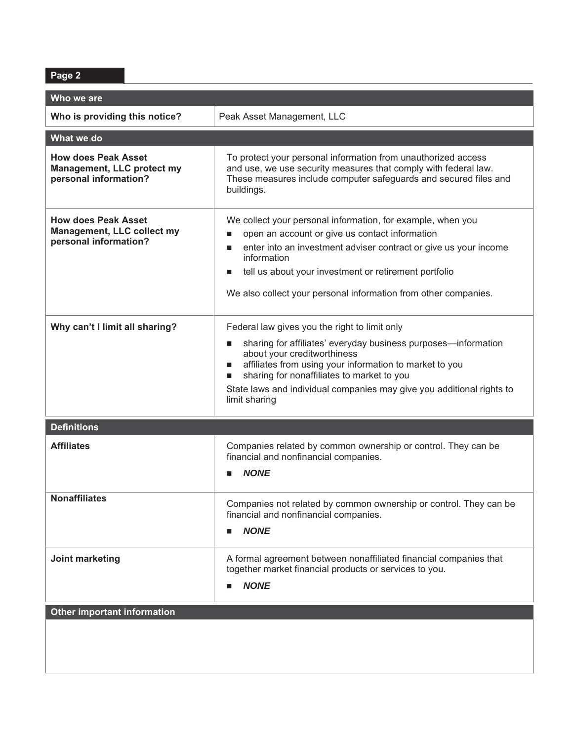**Page 2**

| **Who we are** | |
|---|---|
| **Who is providing this notice?** | Peak Asset Management, LLC |

| **What we do** | |
|---|---|
| **How does Peak Asset Management, LLC protect my personal information?** | To protect your personal information from unauthorized access and use, we use security measures that comply with federal law. These measures include computer safeguards and secured files and buildings. |
| **How does Peak Asset Management, LLC collect my personal information?** | We collect your personal information, for example, when you<br>■ open an account or give us contact information<br>■ enter into an investment adviser contract or give us your income information<br>■ tell us about your investment or retirement portfolio<br><br>We also collect your personal information from other companies. |
| **Why can't I limit all sharing?** | Federal law gives you the right to limit only<br>■ sharing for affiliates' everyday business purposes—information about your creditworthiness<br>■ affiliates from using your information to market to you<br>■ sharing for nonaffiliates to market to you<br>State laws and individual companies may give you additional rights to limit sharing |

| **Definitions** | |
|---|---|
| **Affiliates** | Companies related by common ownership or control. They can be financial and nonfinancial companies.<br>■ ***NONE*** |
| **Nonaffiliates** | Companies not related by common ownership or control. They can be financial and nonfinancial companies.<br>■ ***NONE*** |
| **Joint marketing** | A formal agreement between nonaffiliated financial companies that together market financial products or services to you.<br>■ ***NONE*** |

**Other important information**